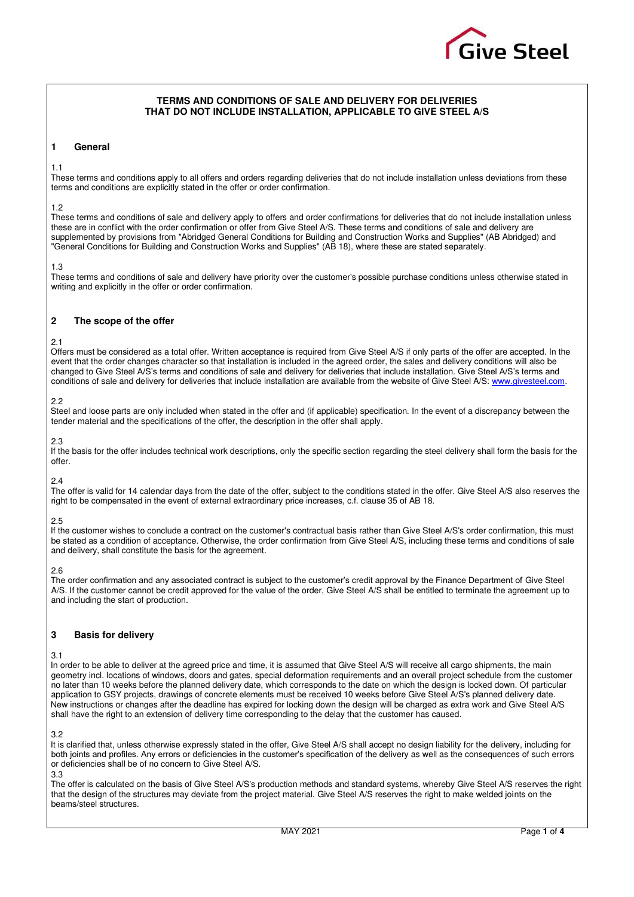# TERMS AND CONDITIONS OF SALE AND DELIVERY FOR DELIVERIES THAT DO NOT INCLUDE INSTALLATION, APPLICABLE TO GIVE STEEL A/S

## 1 General

1.1
These terms and conditions apply to all offers and orders regarding deliveries that do not include installation unless deviations from these terms and conditions are explicitly stated in the offer or order confirmation.

1.2
These terms and conditions of sale and delivery apply to offers and order confirmations for deliveries that do not include installation unless these are in conflict with the order confirmation or offer from Give Steel A/S. These terms and conditions of sale and delivery are supplemented by provisions from "Abridged General Conditions for Building and Construction Works and Supplies" (AB Abridged) and "General Conditions for Building and Construction Works and Supplies" (AB 18), where these are stated separately.

1.3
These terms and conditions of sale and delivery have priority over the customer's possible purchase conditions unless otherwise stated in writing and explicitly in the offer or order confirmation.

## 2 The scope of the offer

2.1
Offers must be considered as a total offer. Written acceptance is required from Give Steel A/S if only parts of the offer are accepted. In the event that the order changes character so that installation is included in the agreed order, the sales and delivery conditions will also be changed to Give Steel A/S's terms and conditions of sale and delivery for deliveries that include installation. Give Steel A/S's terms and conditions of sale and delivery for deliveries that include installation are available from the website of Give Steel A/S: www.givesteel.com.

2.2
Steel and loose parts are only included when stated in the offer and (if applicable) specification. In the event of a discrepancy between the tender material and the specifications of the offer, the description in the offer shall apply.

2.3
If the basis for the offer includes technical work descriptions, only the specific section regarding the steel delivery shall form the basis for the offer.

2.4
The offer is valid for 14 calendar days from the date of the offer, subject to the conditions stated in the offer. Give Steel A/S also reserves the right to be compensated in the event of external extraordinary price increases, c.f. clause 35 of AB 18.

2.5
If the customer wishes to conclude a contract on the customer's contractual basis rather than Give Steel A/S's order confirmation, this must be stated as a condition of acceptance. Otherwise, the order confirmation from Give Steel A/S, including these terms and conditions of sale and delivery, shall constitute the basis for the agreement.

2.6
The order confirmation and any associated contract is subject to the customer's credit approval by the Finance Department of Give Steel A/S. If the customer cannot be credit approved for the value of the order, Give Steel A/S shall be entitled to terminate the agreement up to and including the start of production.

## 3 Basis for delivery

3.1
In order to be able to deliver at the agreed price and time, it is assumed that Give Steel A/S will receive all cargo shipments, the main geometry incl. locations of windows, doors and gates, special deformation requirements and an overall project schedule from the customer no later than 10 weeks before the planned delivery date, which corresponds to the date on which the design is locked down. Of particular application to GSY projects, drawings of concrete elements must be received 10 weeks before Give Steel A/S's planned delivery date. New instructions or changes after the deadline has expired for locking down the design will be charged as extra work and Give Steel A/S shall have the right to an extension of delivery time corresponding to the delay that the customer has caused.

3.2
It is clarified that, unless otherwise expressly stated in the offer, Give Steel A/S shall accept no design liability for the delivery, including for both joints and profiles. Any errors or deficiencies in the customer's specification of the delivery as well as the consequences of such errors or deficiencies shall be of no concern to Give Steel A/S.

3.3
The offer is calculated on the basis of Give Steel A/S's production methods and standard systems, whereby Give Steel A/S reserves the right that the design of the structures may deviate from the project material. Give Steel A/S reserves the right to make welded joints on the beams/steel structures.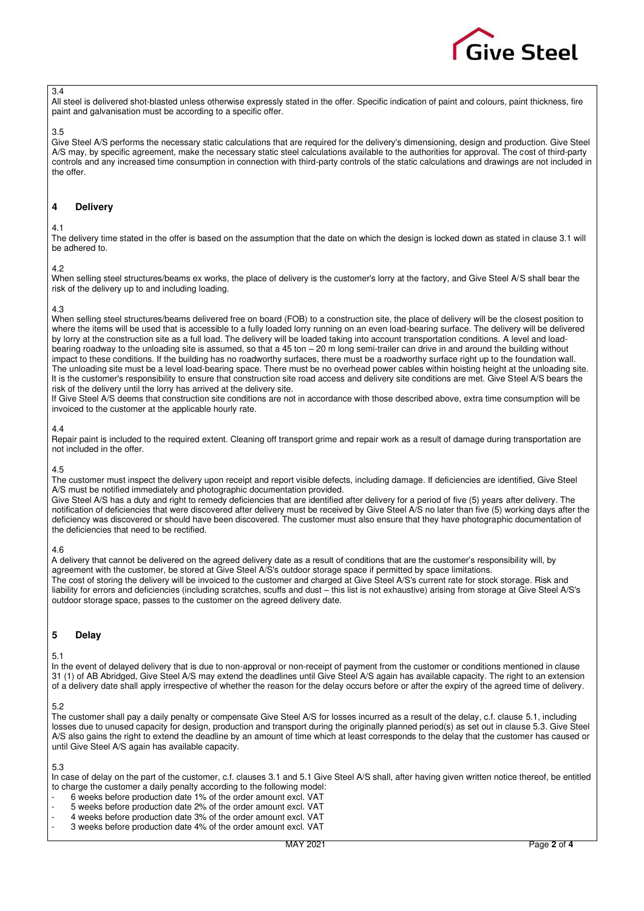3.4

All steel is delivered shot-blasted unless otherwise expressly stated in the offer. Specific indication of paint and colours, paint thickness, fire paint and galvanisation must be according to a specific offer.

3.5

Give Steel A/S performs the necessary static calculations that are required for the delivery's dimensioning, design and production. Give Steel A/S may, by specific agreement, make the necessary static steel calculations available to the authorities for approval. The cost of third-party controls and any increased time consumption in connection with third-party controls of the static calculations and drawings are not included in the offer.

## 4 Delivery

4.1

The delivery time stated in the offer is based on the assumption that the date on which the design is locked down as stated in clause 3.1 will be adhered to.

4.2

When selling steel structures/beams ex works, the place of delivery is the customer's lorry at the factory, and Give Steel A/S shall bear the risk of the delivery up to and including loading.

4.3

When selling steel structures/beams delivered free on board (FOB) to a construction site, the place of delivery will be the closest position to where the items will be used that is accessible to a fully loaded lorry running on an even load-bearing surface. The delivery will be delivered by lorry at the construction site as a full load. The delivery will be loaded taking into account transportation conditions. A level and load-bearing roadway to the unloading site is assumed, so that a 45 ton – 20 m long semi-trailer can drive in and around the building without impact to these conditions. If the building has no roadworthy surfaces, there must be a roadworthy surface right up to the foundation wall. The unloading site must be a level load-bearing space. There must be no overhead power cables within hoisting height at the unloading site. It is the customer's responsibility to ensure that construction site road access and delivery site conditions are met. Give Steel A/S bears the risk of the delivery until the lorry has arrived at the delivery site.

If Give Steel A/S deems that construction site conditions are not in accordance with those described above, extra time consumption will be invoiced to the customer at the applicable hourly rate.

4.4

Repair paint is included to the required extent. Cleaning off transport grime and repair work as a result of damage during transportation are not included in the offer.

4.5

The customer must inspect the delivery upon receipt and report visible defects, including damage. If deficiencies are identified, Give Steel A/S must be notified immediately and photographic documentation provided.

Give Steel A/S has a duty and right to remedy deficiencies that are identified after delivery for a period of five (5) years after delivery. The notification of deficiencies that were discovered after delivery must be received by Give Steel A/S no later than five (5) working days after the deficiency was discovered or should have been discovered. The customer must also ensure that they have photographic documentation of the deficiencies that need to be rectified.

4.6

A delivery that cannot be delivered on the agreed delivery date as a result of conditions that are the customer's responsibility will, by agreement with the customer, be stored at Give Steel A/S's outdoor storage space if permitted by space limitations.

The cost of storing the delivery will be invoiced to the customer and charged at Give Steel A/S's current rate for stock storage. Risk and liability for errors and deficiencies (including scratches, scuffs and dust – this list is not exhaustive) arising from storage at Give Steel A/S's outdoor storage space, passes to the customer on the agreed delivery date.

## 5 Delay

5.1

In the event of delayed delivery that is due to non-approval or non-receipt of payment from the customer or conditions mentioned in clause 31 (1) of AB Abridged, Give Steel A/S may extend the deadlines until Give Steel A/S again has available capacity. The right to an extension of a delivery date shall apply irrespective of whether the reason for the delay occurs before or after the expiry of the agreed time of delivery.

5.2

The customer shall pay a daily penalty or compensate Give Steel A/S for losses incurred as a result of the delay, c.f. clause 5.1, including losses due to unused capacity for design, production and transport during the originally planned period(s) as set out in clause 5.3. Give Steel A/S also gains the right to extend the deadline by an amount of time which at least corresponds to the delay that the customer has caused or until Give Steel A/S again has available capacity.

5.3

In case of delay on the part of the customer, c.f. clauses 3.1 and 5.1 Give Steel A/S shall, after having given written notice thereof, be entitled to charge the customer a daily penalty according to the following model:

- 6 weeks before production date 1% of the order amount excl. VAT
- 5 weeks before production date 2% of the order amount excl. VAT
- 4 weeks before production date 3% of the order amount excl. VAT
- 3 weeks before production date 4% of the order amount excl. VAT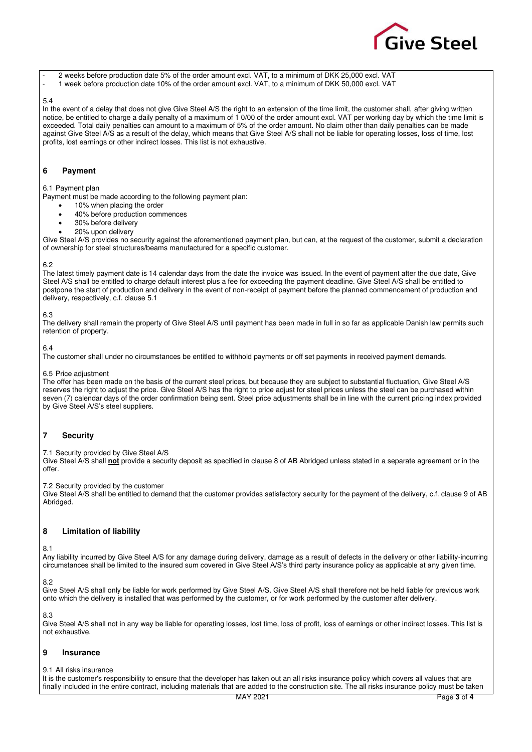- 2 weeks before production date 5% of the order amount excl. VAT, to a minimum of DKK 25,000 excl. VAT
- 1 week before production date 10% of the order amount excl. VAT, to a minimum of DKK 50,000 excl. VAT

5.4
In the event of a delay that does not give Give Steel A/S the right to an extension of the time limit, the customer shall, after giving written notice, be entitled to charge a daily penalty of a maximum of 1 0/00 of the order amount excl. VAT per working day by which the time limit is exceeded. Total daily penalties can amount to a maximum of 5% of the order amount. No claim other than daily penalties can be made against Give Steel A/S as a result of the delay, which means that Give Steel A/S shall not be liable for operating losses, loss of time, lost profits, lost earnings or other indirect losses. This list is not exhaustive.

## 6 Payment

6.1 Payment plan
Payment must be made according to the following payment plan:

- 10% when placing the order
- 40% before production commences
- 30% before delivery
- 20% upon delivery

Give Steel A/S provides no security against the aforementioned payment plan, but can, at the request of the customer, submit a declaration of ownership for steel structures/beams manufactured for a specific customer.

6.2
The latest timely payment date is 14 calendar days from the date the invoice was issued. In the event of payment after the due date, Give Steel A/S shall be entitled to charge default interest plus a fee for exceeding the payment deadline. Give Steel A/S shall be entitled to postpone the start of production and delivery in the event of non-receipt of payment before the planned commencement of production and delivery, respectively, c.f. clause 5.1

6.3
The delivery shall remain the property of Give Steel A/S until payment has been made in full in so far as applicable Danish law permits such retention of property.

6.4
The customer shall under no circumstances be entitled to withhold payments or off set payments in received payment demands.

6.5 Price adjustment
The offer has been made on the basis of the current steel prices, but because they are subject to substantial fluctuation, Give Steel A/S reserves the right to adjust the price. Give Steel A/S has the right to price adjust for steel prices unless the steel can be purchased within seven (7) calendar days of the order confirmation being sent. Steel price adjustments shall be in line with the current pricing index provided by Give Steel A/S's steel suppliers.

## 7 Security

7.1 Security provided by Give Steel A/S
Give Steel A/S shall **not** provide a security deposit as specified in clause 8 of AB Abridged unless stated in a separate agreement or in the offer.

7.2 Security provided by the customer
Give Steel A/S shall be entitled to demand that the customer provides satisfactory security for the payment of the delivery, c.f. clause 9 of AB Abridged.

## 8 Limitation of liability

8.1
Any liability incurred by Give Steel A/S for any damage during delivery, damage as a result of defects in the delivery or other liability-incurring circumstances shall be limited to the insured sum covered in Give Steel A/S's third party insurance policy as applicable at any given time.

8.2
Give Steel A/S shall only be liable for work performed by Give Steel A/S. Give Steel A/S shall therefore not be held liable for previous work onto which the delivery is installed that was performed by the customer, or for work performed by the customer after delivery.

8.3
Give Steel A/S shall not in any way be liable for operating losses, lost time, loss of profit, loss of earnings or other indirect losses. This list is not exhaustive.

## 9 Insurance

9.1 All risks insurance
It is the customer's responsibility to ensure that the developer has taken out an all risks insurance policy which covers all values that are finally included in the entire contract, including materials that are added to the construction site. The all risks insurance policy must be taken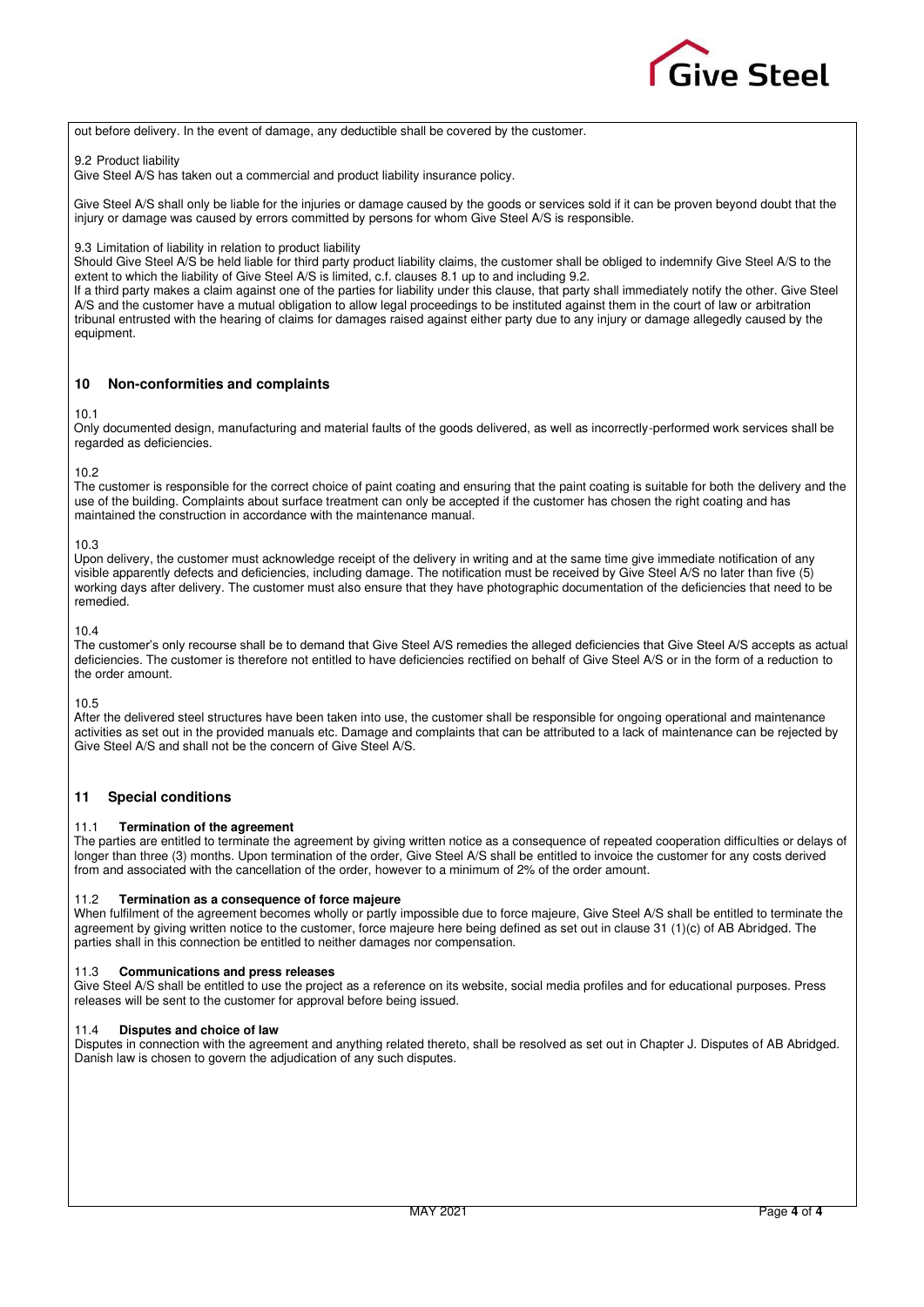out before delivery. In the event of damage, any deductible shall be covered by the customer.

9.2 Product liability
Give Steel A/S has taken out a commercial and product liability insurance policy.

Give Steel A/S shall only be liable for the injuries or damage caused by the goods or services sold if it can be proven beyond doubt that the injury or damage was caused by errors committed by persons for whom Give Steel A/S is responsible.

9.3 Limitation of liability in relation to product liability
Should Give Steel A/S be held liable for third party product liability claims, the customer shall be obliged to indemnify Give Steel A/S to the extent to which the liability of Give Steel A/S is limited, c.f. clauses 8.1 up to and including 9.2.
If a third party makes a claim against one of the parties for liability under this clause, that party shall immediately notify the other. Give Steel A/S and the customer have a mutual obligation to allow legal proceedings to be instituted against them in the court of law or arbitration tribunal entrusted with the hearing of claims for damages raised against either party due to any injury or damage allegedly caused by the equipment.

## 10 Non-conformities and complaints

10.1
Only documented design, manufacturing and material faults of the goods delivered, as well as incorrectly-performed work services shall be regarded as deficiencies.

10.2
The customer is responsible for the correct choice of paint coating and ensuring that the paint coating is suitable for both the delivery and the use of the building. Complaints about surface treatment can only be accepted if the customer has chosen the right coating and has maintained the construction in accordance with the maintenance manual.

10.3
Upon delivery, the customer must acknowledge receipt of the delivery in writing and at the same time give immediate notification of any visible apparently defects and deficiencies, including damage. The notification must be received by Give Steel A/S no later than five (5) working days after delivery. The customer must also ensure that they have photographic documentation of the deficiencies that need to be remedied.

10.4
The customer's only recourse shall be to demand that Give Steel A/S remedies the alleged deficiencies that Give Steel A/S accepts as actual deficiencies. The customer is therefore not entitled to have deficiencies rectified on behalf of Give Steel A/S or in the form of a reduction to the order amount.

10.5
After the delivered steel structures have been taken into use, the customer shall be responsible for ongoing operational and maintenance activities as set out in the provided manuals etc. Damage and complaints that can be attributed to a lack of maintenance can be rejected by Give Steel A/S and shall not be the concern of Give Steel A/S.

## 11 Special conditions

### 11.1 Termination of the agreement
The parties are entitled to terminate the agreement by giving written notice as a consequence of repeated cooperation difficulties or delays of longer than three (3) months. Upon termination of the order, Give Steel A/S shall be entitled to invoice the customer for any costs derived from and associated with the cancellation of the order, however to a minimum of 2% of the order amount.

### 11.2 Termination as a consequence of force majeure
When fulfilment of the agreement becomes wholly or partly impossible due to force majeure, Give Steel A/S shall be entitled to terminate the agreement by giving written notice to the customer, force majeure here being defined as set out in clause 31 (1)(c) of AB Abridged. The parties shall in this connection be entitled to neither damages nor compensation.

### 11.3 Communications and press releases
Give Steel A/S shall be entitled to use the project as a reference on its website, social media profiles and for educational purposes. Press releases will be sent to the customer for approval before being issued.

### 11.4 Disputes and choice of law
Disputes in connection with the agreement and anything related thereto, shall be resolved as set out in Chapter J. Disputes of AB Abridged. Danish law is chosen to govern the adjudication of any such disputes.